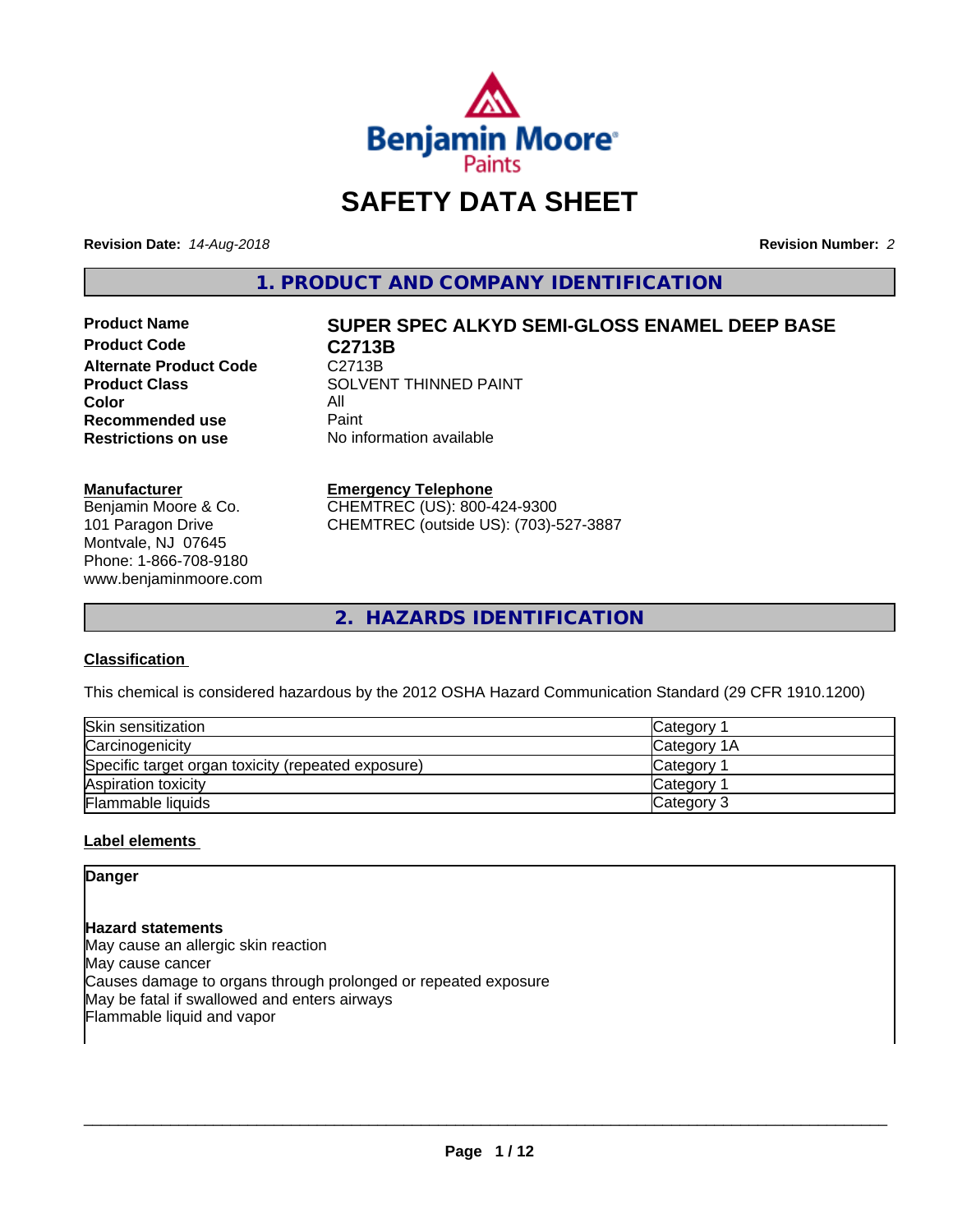# SAFETY DATA SHEET

**Revision Date:** *14-Aug-2018* **Revision Number:** *2*

## 1. PRODUCT AND COMPANY IDENTIFICATION

| | |
|---|---|
| **Product Name** | **SUPER SPEC ALKYD SEMI-GLOSS ENAMEL DEEP BASE** |
| **Product Code** | **C2713B** |
| **Alternate Product Code** | C2713B |
| **Product Class** | SOLVENT THINNED PAINT |
| **Color** | All |
| **Recommended use** | Paint |
| **Restrictions on use** | No information available |

**Manufacturer**
Benjamin Moore & Co.
101 Paragon Drive
Montvale, NJ 07645
Phone: 1-866-708-9180
www.benjaminmoore.com

**Emergency Telephone**
CHEMTREC (US): 800-424-9300
CHEMTREC (outside US): (703)-527-3887

## 2. HAZARDS IDENTIFICATION

**Classification**

This chemical is considered hazardous by the 2012 OSHA Hazard Communication Standard (29 CFR 1910.1200)

| | |
|---|---|
| Skin sensitization | Category 1 |
| Carcinogenicity | Category 1A |
| Specific target organ toxicity (repeated exposure) | Category 1 |
| Aspiration toxicity | Category 1 |
| Flammable liquids | Category 3 |

**Label elements**

**Danger**

**Hazard statements**
May cause an allergic skin reaction
May cause cancer
Causes damage to organs through prolonged or repeated exposure
May be fatal if swallowed and enters airways
Flammable liquid and vapor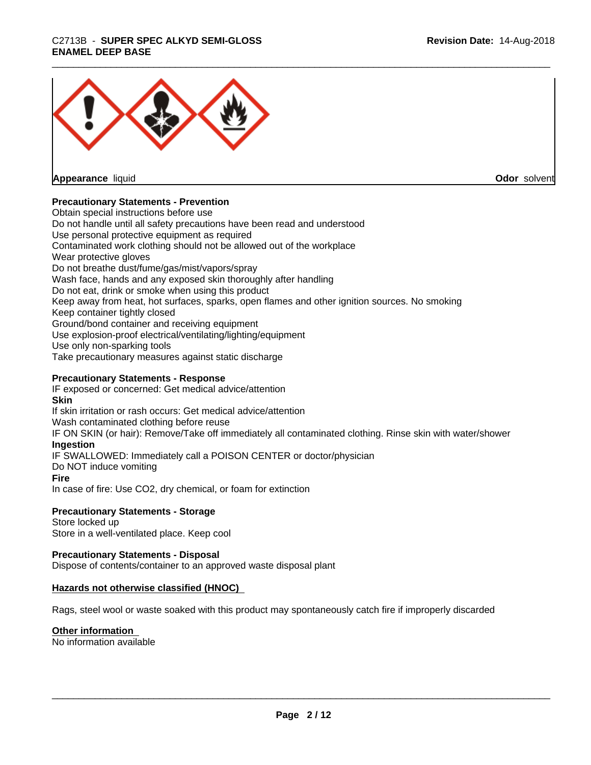**Appearance** liquid **Odor** solvent

**Precautionary Statements - Prevention**

Obtain special instructions before use
Do not handle until all safety precautions have been read and understood
Use personal protective equipment as required
Contaminated work clothing should not be allowed out of the workplace
Wear protective gloves
Do not breathe dust/fume/gas/mist/vapors/spray
Wash face, hands and any exposed skin thoroughly after handling
Do not eat, drink or smoke when using this product
Keep away from heat, hot surfaces, sparks, open flames and other ignition sources. No smoking
Keep container tightly closed
Ground/bond container and receiving equipment
Use explosion-proof electrical/ventilating/lighting/equipment
Use only non-sparking tools
Take precautionary measures against static discharge

**Precautionary Statements - Response**

IF exposed or concerned: Get medical advice/attention

**Skin**

If skin irritation or rash occurs: Get medical advice/attention
Wash contaminated clothing before reuse
IF ON SKIN (or hair): Remove/Take off immediately all contaminated clothing. Rinse skin with water/shower

**Ingestion**

IF SWALLOWED: Immediately call a POISON CENTER or doctor/physician
Do NOT induce vomiting

**Fire**

In case of fire: Use $CO_2$, dry chemical, or foam for extinction

**Precautionary Statements - Storage**

Store locked up
Store in a well-ventilated place. Keep cool

**Precautionary Statements - Disposal**

Dispose of contents/container to an approved waste disposal plant

**Hazards not otherwise classified (HNOC)**

Rags, steel wool or waste soaked with this product may spontaneously catch fire if improperly discarded

**Other information**

No information available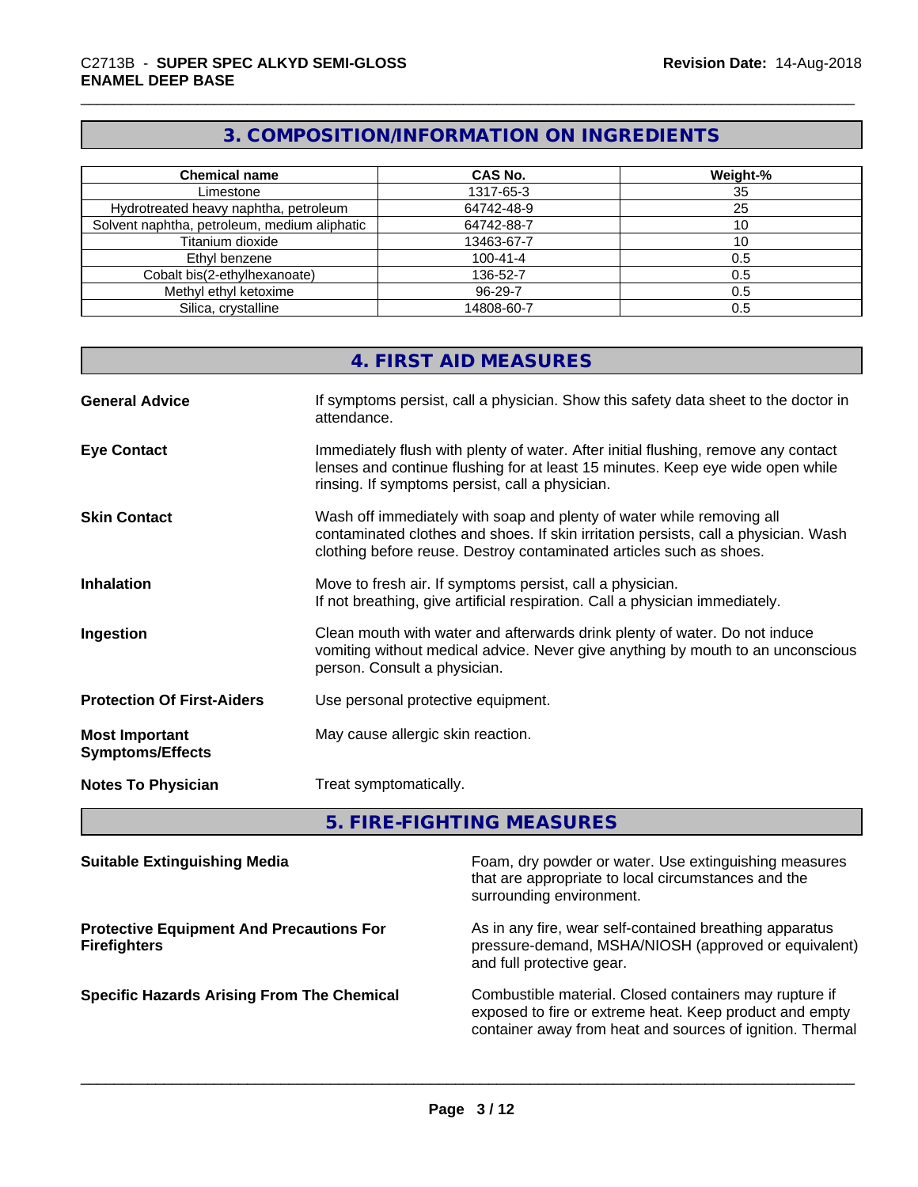## 3. COMPOSITION/INFORMATION ON INGREDIENTS

| Chemical name | CAS No. | Weight-% |
|---|---|---|
| Limestone | 1317-65-3 | 35 |
| Hydrotreated heavy naphtha, petroleum | 64742-48-9 | 25 |
| Solvent naphtha, petroleum, medium aliphatic | 64742-88-7 | 10 |
| Titanium dioxide | 13463-67-7 | 10 |
| Ethyl benzene | 100-41-4 | 0.5 |
| Cobalt bis(2-ethylhexanoate) | 136-52-7 | 0.5 |
| Methyl ethyl ketoxime | 96-29-7 | 0.5 |
| Silica, crystalline | 14808-60-7 | 0.5 |

## 4. FIRST AID MEASURES

**General Advice** If symptoms persist, call a physician. Show this safety data sheet to the doctor in attendance.

**Eye Contact** Immediately flush with plenty of water. After initial flushing, remove any contact lenses and continue flushing for at least 15 minutes. Keep eye wide open while rinsing. If symptoms persist, call a physician.

**Skin Contact** Wash off immediately with soap and plenty of water while removing all contaminated clothes and shoes. If skin irritation persists, call a physician. Wash clothing before reuse. Destroy contaminated articles such as shoes.

**Inhalation** Move to fresh air. If symptoms persist, call a physician.
If not breathing, give artificial respiration. Call a physician immediately.

**Ingestion** Clean mouth with water and afterwards drink plenty of water. Do not induce vomiting without medical advice. Never give anything by mouth to an unconscious person. Consult a physician.

**Protection Of First-Aiders** Use personal protective equipment.

**Most Important Symptoms/Effects** May cause allergic skin reaction.

**Notes To Physician** Treat symptomatically.

## 5. FIRE-FIGHTING MEASURES

**Suitable Extinguishing Media** Foam, dry powder or water. Use extinguishing measures that are appropriate to local circumstances and the surrounding environment.

**Protective Equipment And Precautions For Firefighters** As in any fire, wear self-contained breathing apparatus pressure-demand, MSHA/NIOSH (approved or equivalent) and full protective gear.

**Specific Hazards Arising From The Chemical** Combustible material. Closed containers may rupture if exposed to fire or extreme heat. Keep product and empty container away from heat and sources of ignition. Thermal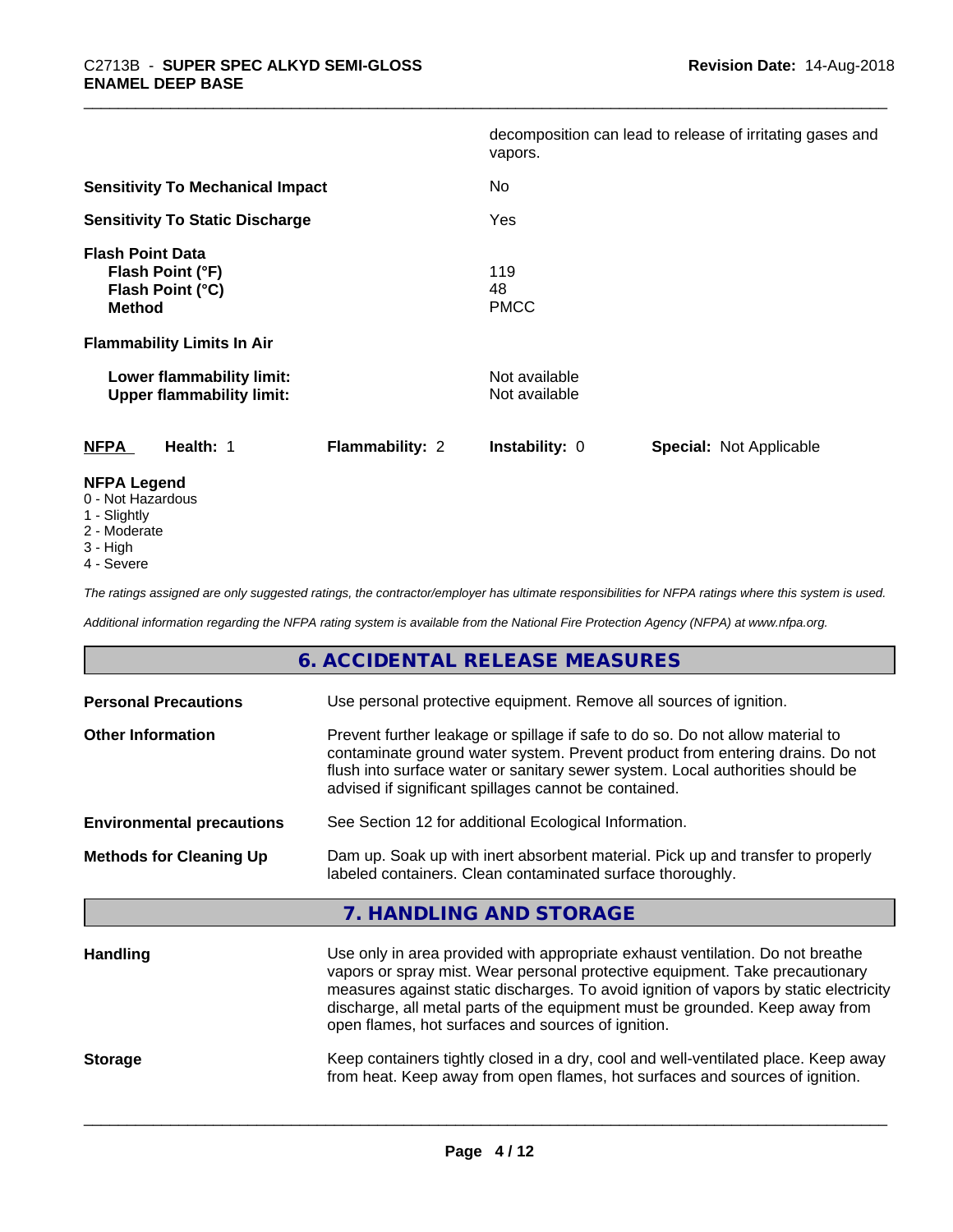decomposition can lead to release of irritating gases and vapors.

| | |
|---|---|
| **Sensitivity To Mechanical Impact** | No |
| **Sensitivity To Static Discharge** | Yes |

**Flash Point Data**

| | |
|---|---|
| **Flash Point (°F)** | 119 |
| **Flash Point (°C)** | 48 |
| **Method** | PMCC |

**Flammability Limits In Air**

| | |
|---|---|
| **Lower flammability limit:** | Not available |
| **Upper flammability limit:** | Not available |

| **NFPA** | **Health:** 1 | **Flammability:** 2 | **Instability:** 0 | **Special:** Not Applicable |
|---|---|---|---|---|

**NFPA Legend**
- 0 - Not Hazardous
- 1 - Slightly
- 2 - Moderate
- 3 - High
- 4 - Severe

*The ratings assigned are only suggested ratings, the contractor/employer has ultimate responsibilities for NFPA ratings where this system is used.*

*Additional information regarding the NFPA rating system is available from the National Fire Protection Agency (NFPA) at www.nfpa.org.*

## 6. ACCIDENTAL RELEASE MEASURES

| | |
|---|---|
| **Personal Precautions** | Use personal protective equipment. Remove all sources of ignition. |
| **Other Information** | Prevent further leakage or spillage if safe to do so. Do not allow material to contaminate ground water system. Prevent product from entering drains. Do not flush into surface water or sanitary sewer system. Local authorities should be advised if significant spillages cannot be contained. |
| **Environmental precautions** | See Section 12 for additional Ecological Information. |
| **Methods for Cleaning Up** | Dam up. Soak up with inert absorbent material. Pick up and transfer to properly labeled containers. Clean contaminated surface thoroughly. |

## 7. HANDLING AND STORAGE

| | |
|---|---|
| **Handling** | Use only in area provided with appropriate exhaust ventilation. Do not breathe vapors or spray mist. Wear personal protective equipment. Take precautionary measures against static discharges. To avoid ignition of vapors by static electricity discharge, all metal parts of the equipment must be grounded. Keep away from open flames, hot surfaces and sources of ignition. |
| **Storage** | Keep containers tightly closed in a dry, cool and well-ventilated place. Keep away from heat. Keep away from open flames, hot surfaces and sources of ignition. |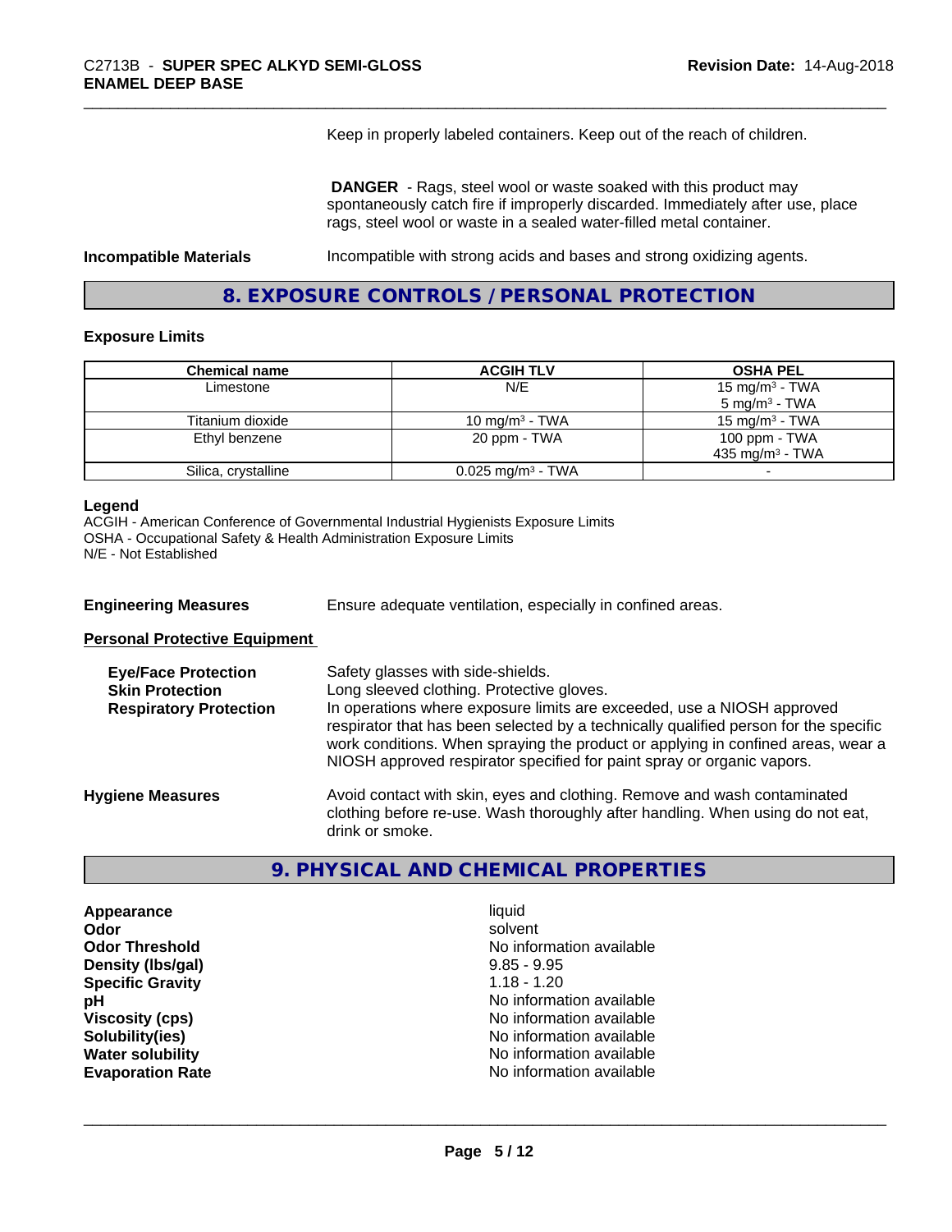Keep in properly labeled containers. Keep out of the reach of children.

**DANGER** - Rags, steel wool or waste soaked with this product may spontaneously catch fire if improperly discarded. Immediately after use, place rags, steel wool or waste in a sealed water-filled metal container.

**Incompatible Materials** Incompatible with strong acids and bases and strong oxidizing agents.

## 8. EXPOSURE CONTROLS / PERSONAL PROTECTION

### Exposure Limits

| Chemical name | ACGIH TLV | OSHA PEL |
|---|---|---|
| Limestone | N/E | 15 mg/m³ - TWA<br>5 mg/m³ - TWA |
| Titanium dioxide | 10 mg/m³ - TWA | 15 mg/m³ - TWA |
| Ethyl benzene | 20 ppm - TWA | 100 ppm - TWA<br>435 mg/m³ - TWA |
| Silica, crystalline | 0.025 mg/m³ - TWA | - |

**Legend**
ACGIH - American Conference of Governmental Industrial Hygienists Exposure Limits
OSHA - Occupational Safety & Health Administration Exposure Limits
N/E - Not Established

**Engineering Measures** Ensure adequate ventilation, especially in confined areas.

**Personal Protective Equipment**

**Eye/Face Protection** Safety glasses with side-shields.

**Skin Protection** Long sleeved clothing. Protective gloves.

**Respiratory Protection** In operations where exposure limits are exceeded, use a NIOSH approved respirator that has been selected by a technically qualified person for the specific work conditions. When spraying the product or applying in confined areas, wear a NIOSH approved respirator specified for paint spray or organic vapors.

**Hygiene Measures** Avoid contact with skin, eyes and clothing. Remove and wash contaminated clothing before re-use. Wash thoroughly after handling. When using do not eat, drink or smoke.

## 9. PHYSICAL AND CHEMICAL PROPERTIES

| | |
|---|---|
| **Appearance** | liquid |
| **Odor** | solvent |
| **Odor Threshold** | No information available |
| **Density (lbs/gal)** | 9.85 - 9.95 |
| **Specific Gravity** | 1.18 - 1.20 |
| **pH** | No information available |
| **Viscosity (cps)** | No information available |
| **Solubility(ies)** | No information available |
| **Water solubility** | No information available |
| **Evaporation Rate** | No information available |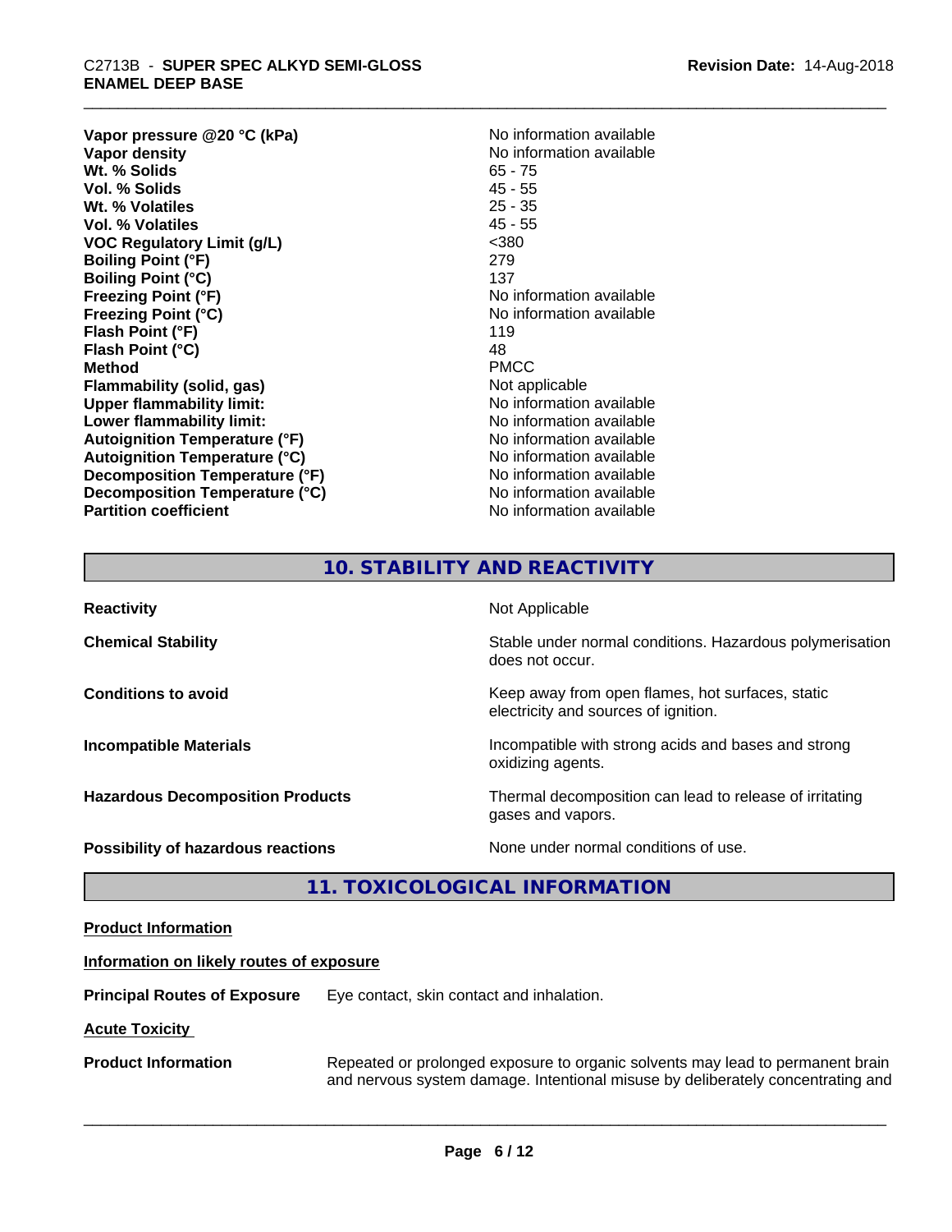| | |
|---|---|
| **Vapor pressure @20 °C (kPa)** | No information available |
| **Vapor density** | No information available |
| **Wt. % Solids** | 65 - 75 |
| **Vol. % Solids** | 45 - 55 |
| **Wt. % Volatiles** | 25 - 35 |
| **Vol. % Volatiles** | 45 - 55 |
| **VOC Regulatory Limit (g/L)** | <380 |
| **Boiling Point (°F)** | 279 |
| **Boiling Point (°C)** | 137 |
| **Freezing Point (°F)** | No information available |
| **Freezing Point (°C)** | No information available |
| **Flash Point (°F)** | 119 |
| **Flash Point (°C)** | 48 |
| **Method** | PMCC |
| **Flammability (solid, gas)** | Not applicable |
| **Upper flammability limit:** | No information available |
| **Lower flammability limit:** | No information available |
| **Autoignition Temperature (°F)** | No information available |
| **Autoignition Temperature (°C)** | No information available |
| **Decomposition Temperature (°F)** | No information available |
| **Decomposition Temperature (°C)** | No information available |
| **Partition coefficient** | No information available |

## 10. STABILITY AND REACTIVITY

| | |
|---|---|
| **Reactivity** | Not Applicable |
| **Chemical Stability** | Stable under normal conditions. Hazardous polymerisation does not occur. |
| **Conditions to avoid** | Keep away from open flames, hot surfaces, static electricity and sources of ignition. |
| **Incompatible Materials** | Incompatible with strong acids and bases and strong oxidizing agents. |
| **Hazardous Decomposition Products** | Thermal decomposition can lead to release of irritating gases and vapors. |
| **Possibility of hazardous reactions** | None under normal conditions of use. |

## 11. TOXICOLOGICAL INFORMATION

**Product Information**

**Information on likely routes of exposure**

**Principal Routes of Exposure** Eye contact, skin contact and inhalation.

**Acute Toxicity**

**Product Information** Repeated or prolonged exposure to organic solvents may lead to permanent brain and nervous system damage. Intentional misuse by deliberately concentrating and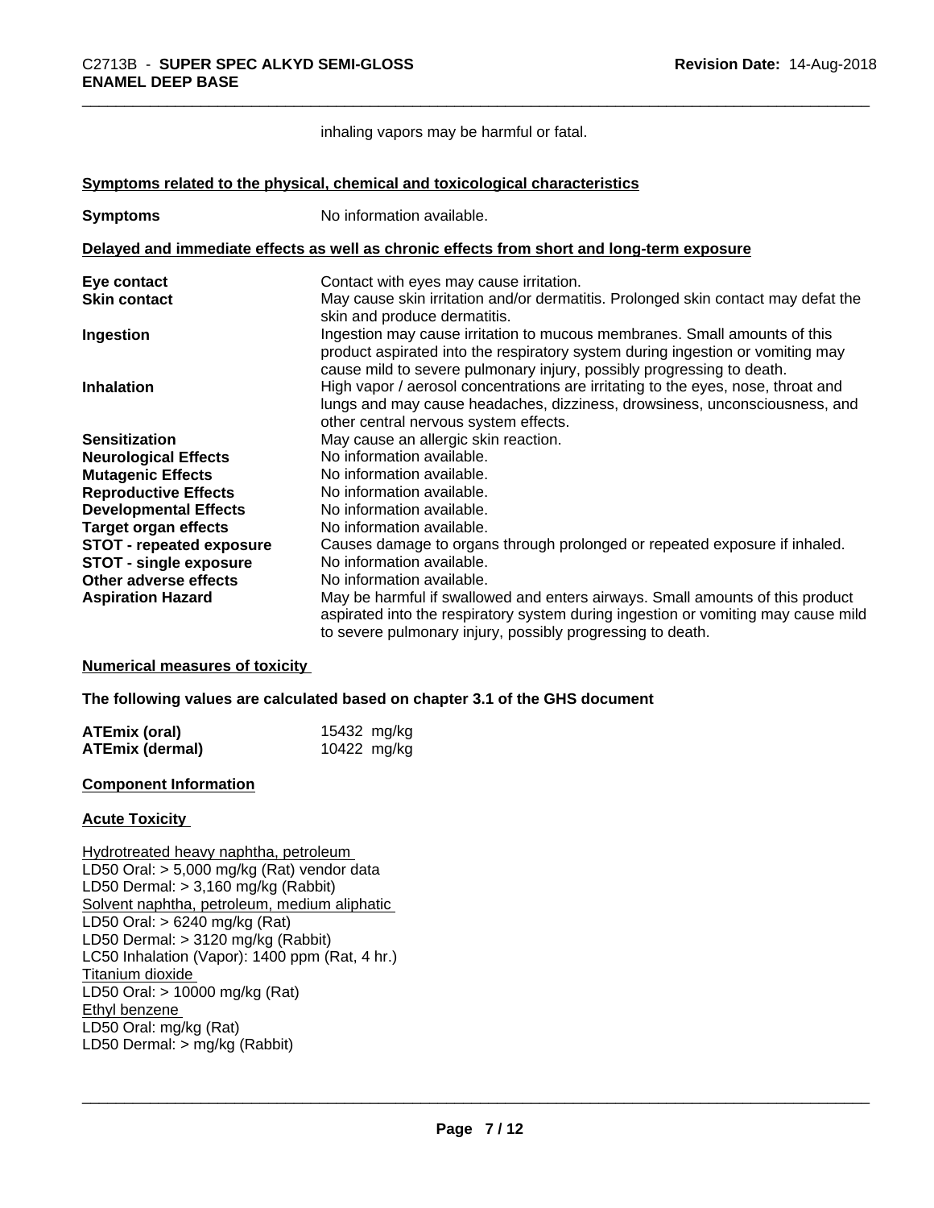inhaling vapors may be harmful or fatal.

**Symptoms related to the physical, chemical and toxicological characteristics**

| | |
|---|---|
| **Symptoms** | No information available. |

**Delayed and immediate effects as well as chronic effects from short and long-term exposure**

| | |
|---|---|
| **Eye contact** | Contact with eyes may cause irritation. |
| **Skin contact** | May cause skin irritation and/or dermatitis. Prolonged skin contact may defat the skin and produce dermatitis. |
| **Ingestion** | Ingestion may cause irritation to mucous membranes. Small amounts of this product aspirated into the respiratory system during ingestion or vomiting may cause mild to severe pulmonary injury, possibly progressing to death. |
| **Inhalation** | High vapor / aerosol concentrations are irritating to the eyes, nose, throat and lungs and may cause headaches, dizziness, drowsiness, unconsciousness, and other central nervous system effects. |
| **Sensitization** | May cause an allergic skin reaction. |
| **Neurological Effects** | No information available. |
| **Mutagenic Effects** | No information available. |
| **Reproductive Effects** | No information available. |
| **Developmental Effects** | No information available. |
| **Target organ effects** | No information available. |
| **STOT - repeated exposure** | Causes damage to organs through prolonged or repeated exposure if inhaled. |
| **STOT - single exposure** | No information available. |
| **Other adverse effects** | No information available. |
| **Aspiration Hazard** | May be harmful if swallowed and enters airways. Small amounts of this product aspirated into the respiratory system during ingestion or vomiting may cause mild to severe pulmonary injury, possibly progressing to death. |

**Numerical measures of toxicity**

**The following values are calculated based on chapter 3.1 of the GHS document**

| | |
|---|---|
| **ATEmix (oral)** | 15432 mg/kg |
| **ATEmix (dermal)** | 10422 mg/kg |

**Component Information**

**Acute Toxicity**

Hydrotreated heavy naphtha, petroleum
LD50 Oral: > 5,000 mg/kg (Rat) vendor data
LD50 Dermal: > 3,160 mg/kg (Rabbit)
Solvent naphtha, petroleum, medium aliphatic
LD50 Oral: > 6240 mg/kg (Rat)
LD50 Dermal: > 3120 mg/kg (Rabbit)
LC50 Inhalation (Vapor): 1400 ppm (Rat, 4 hr.)
Titanium dioxide
LD50 Oral: > 10000 mg/kg (Rat)
Ethyl benzene
LD50 Oral: mg/kg (Rat)
LD50 Dermal: > mg/kg (Rabbit)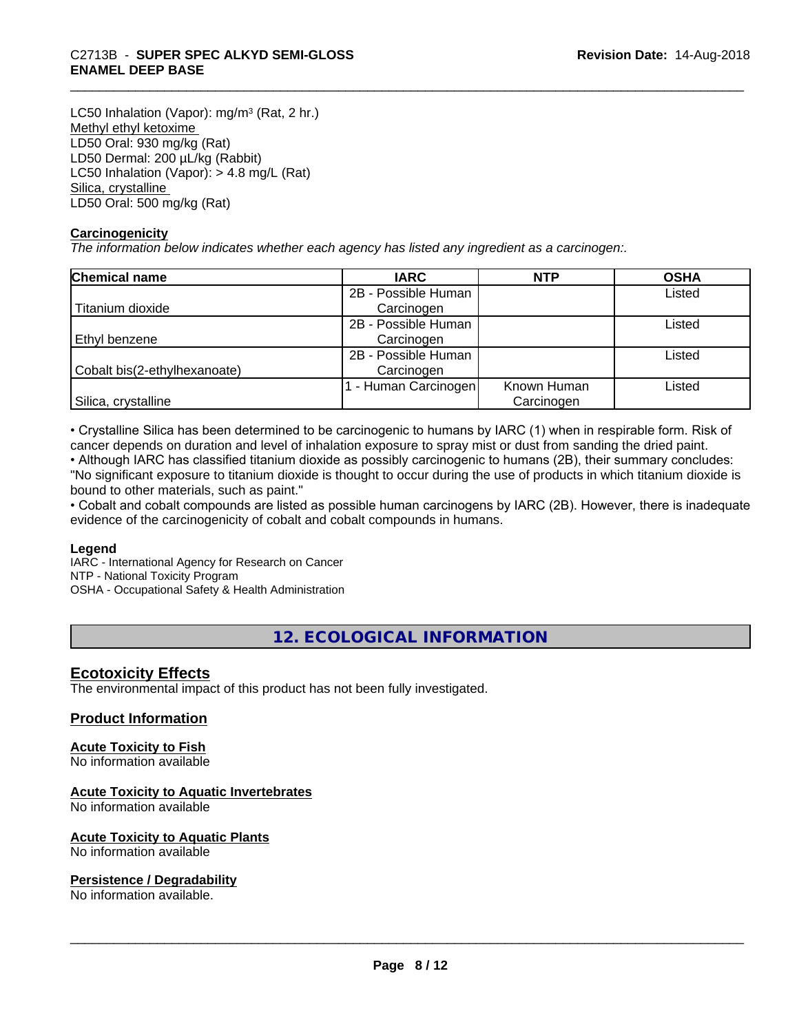LC50 Inhalation (Vapor): mg/m³ (Rat, 2 hr.)

Methyl ethyl ketoxime
LD50 Oral: 930 mg/kg (Rat)
LD50 Dermal: 200 µL/kg (Rabbit)
LC50 Inhalation (Vapor): > 4.8 mg/L (Rat)

Silica, crystalline
LD50 Oral: 500 mg/kg (Rat)

**Carcinogenicity**

*The information below indicates whether each agency has listed any ingredient as a carcinogen:.*

| Chemical name | IARC | NTP | OSHA |
|---|---|---|---|
| Titanium dioxide | 2B - Possible Human Carcinogen | | Listed |
| Ethyl benzene | 2B - Possible Human Carcinogen | | Listed |
| Cobalt bis(2-ethylhexanoate) | 2B - Possible Human Carcinogen | | Listed |
| Silica, crystalline | 1 - Human Carcinogen | Known Human Carcinogen | Listed |

• Crystalline Silica has been determined to be carcinogenic to humans by IARC (1) when in respirable form. Risk of cancer depends on duration and level of inhalation exposure to spray mist or dust from sanding the dried paint.
• Although IARC has classified titanium dioxide as possibly carcinogenic to humans (2B), their summary concludes: "No significant exposure to titanium dioxide is thought to occur during the use of products in which titanium dioxide is bound to other materials, such as paint."
• Cobalt and cobalt compounds are listed as possible human carcinogens by IARC (2B). However, there is inadequate evidence of the carcinogenicity of cobalt and cobalt compounds in humans.

**Legend**

IARC - International Agency for Research on Cancer
NTP - National Toxicity Program
OSHA - Occupational Safety & Health Administration

## 12. ECOLOGICAL INFORMATION

### Ecotoxicity Effects

The environmental impact of this product has not been fully investigated.

### Product Information

**Acute Toxicity to Fish**
No information available

**Acute Toxicity to Aquatic Invertebrates**
No information available

**Acute Toxicity to Aquatic Plants**
No information available

**Persistence / Degradability**
No information available.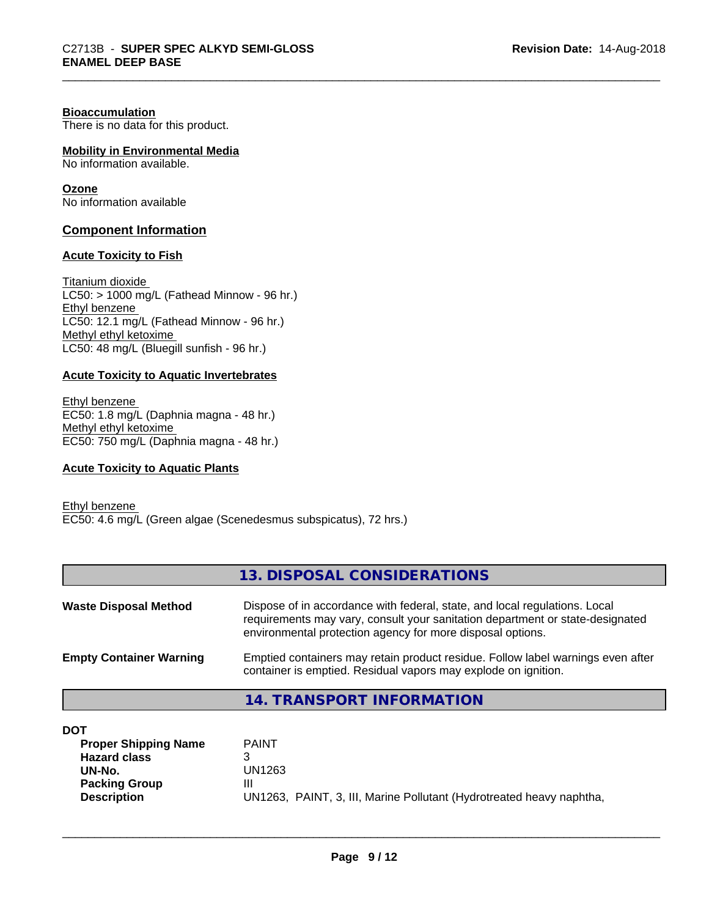**Bioaccumulation**
There is no data for this product.

**Mobility in Environmental Media**
No information available.

**Ozone**
No information available

## Component Information

**Acute Toxicity to Fish**

Titanium dioxide
LC50: > 1000 mg/L (Fathead Minnow - 96 hr.)
Ethyl benzene
LC50: 12.1 mg/L (Fathead Minnow - 96 hr.)
Methyl ethyl ketoxime
LC50: 48 mg/L (Bluegill sunfish - 96 hr.)

**Acute Toxicity to Aquatic Invertebrates**

Ethyl benzene
EC50: 1.8 mg/L (Daphnia magna - 48 hr.)
Methyl ethyl ketoxime
EC50: 750 mg/L (Daphnia magna - 48 hr.)

**Acute Toxicity to Aquatic Plants**

Ethyl benzene
EC50: 4.6 mg/L (Green algae (Scenedesmus subspicatus), 72 hrs.)

## 13. DISPOSAL CONSIDERATIONS

**Waste Disposal Method** Dispose of in accordance with federal, state, and local regulations. Local requirements may vary, consult your sanitation department or state-designated environmental protection agency for more disposal options.

**Empty Container Warning** Emptied containers may retain product residue. Follow label warnings even after container is emptied. Residual vapors may explode on ignition.

## 14. TRANSPORT INFORMATION

**DOT**

| | |
|---|---|
| **Proper Shipping Name** | PAINT |
| **Hazard class** | 3 |
| **UN-No.** | UN1263 |
| **Packing Group** | III |
| **Description** | UN1263, PAINT, 3, III, Marine Pollutant (Hydrotreated heavy naphtha, |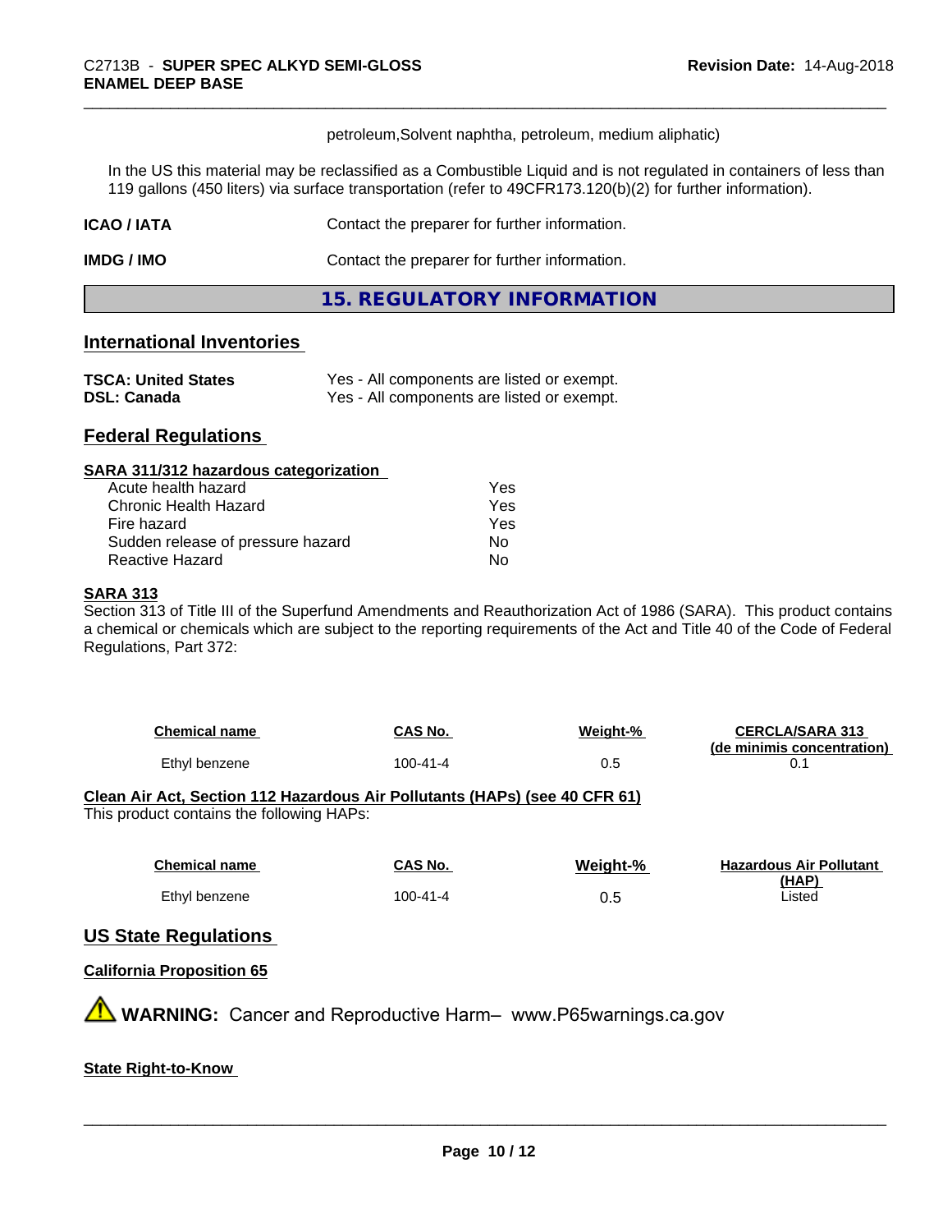petroleum,Solvent naphtha, petroleum, medium aliphatic)

In the US this material may be reclassified as a Combustible Liquid and is not regulated in containers of less than 119 gallons (450 liters) via surface transportation (refer to 49CFR173.120(b)(2) for further information).

**ICAO / IATA** Contact the preparer for further information.

**IMDG / IMO** Contact the preparer for further information.

## 15. REGULATORY INFORMATION

### International Inventories

| | |
|---|---|
| **TSCA: United States** | Yes - All components are listed or exempt. |
| **DSL: Canada** | Yes - All components are listed or exempt. |

### Federal Regulations

**SARA 311/312 hazardous categorization**

| | |
|---|---|
| Acute health hazard | Yes |
| Chronic Health Hazard | Yes |
| Fire hazard | Yes |
| Sudden release of pressure hazard | No |
| Reactive Hazard | No |

**SARA 313**

Section 313 of Title III of the Superfund Amendments and Reauthorization Act of 1986 (SARA). This product contains a chemical or chemicals which are subject to the reporting requirements of the Act and Title 40 of the Code of Federal Regulations, Part 372:

| Chemical name | CAS No. | Weight-% | CERCLA/SARA 313 (de minimis concentration) |
|---|---|---|---|
| Ethyl benzene | 100-41-4 | 0.5 | 0.1 |

**Clean Air Act, Section 112 Hazardous Air Pollutants (HAPs) (see 40 CFR 61)**

This product contains the following HAPs:

| Chemical name | CAS No. | Weight-% | Hazardous Air Pollutant (HAP) |
|---|---|---|---|
| Ethyl benzene | 100-41-4 | 0.5 | Listed |

### US State Regulations

**California Proposition 65**

⚠ **WARNING:** Cancer and Reproductive Harm– www.P65warnings.ca.gov

**State Right-to-Know**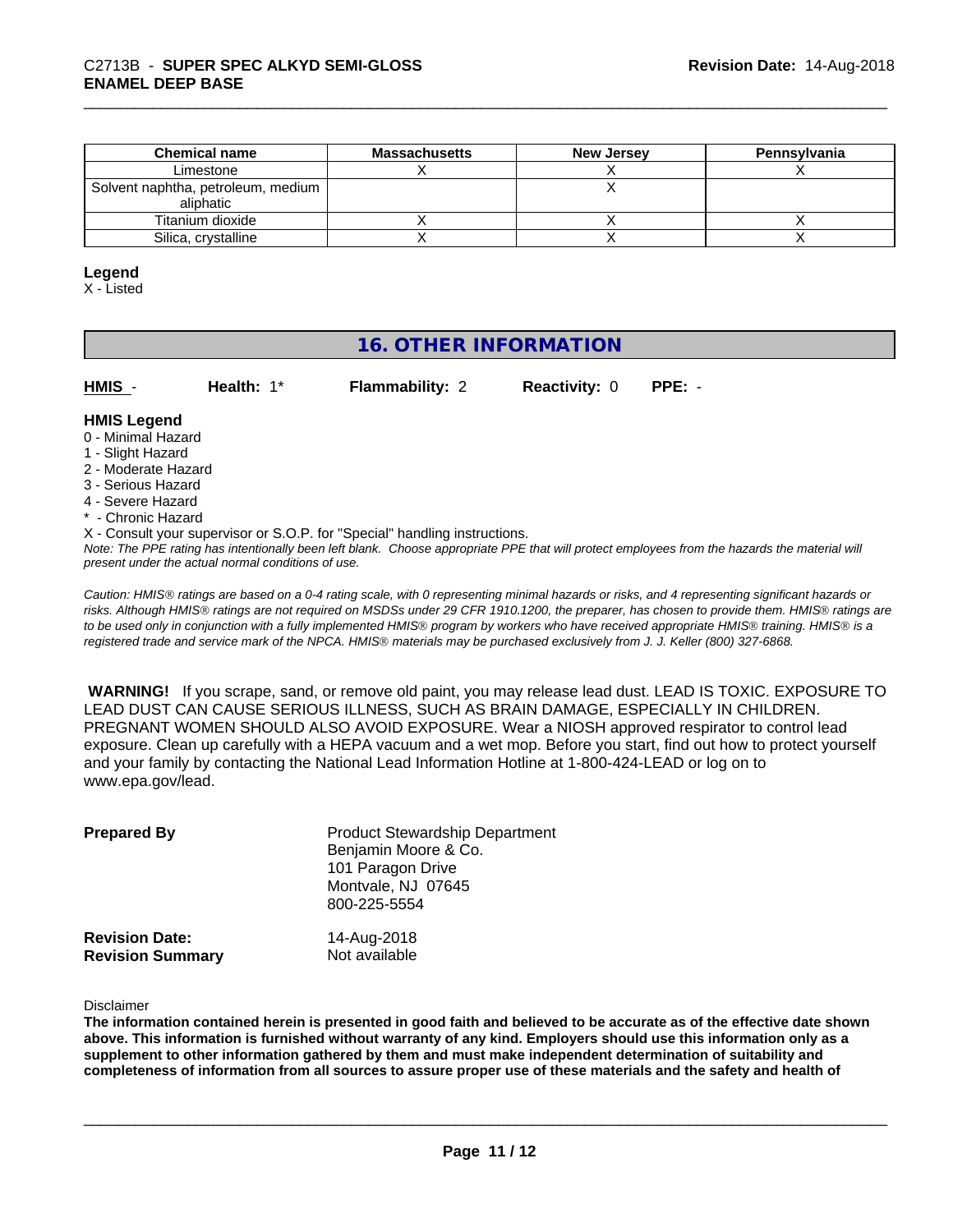| Chemical name | Massachusetts | New Jersey | Pennsylvania |
| --- | --- | --- | --- |
| Limestone | X | X | X |
| Solvent naphtha, petroleum, medium aliphatic | | X | |
| Titanium dioxide | X | X | X |
| Silica, crystalline | X | X | X |

**Legend**
X - Listed

## 16. OTHER INFORMATION

**HMIS** - **Health:** 1* **Flammability:** 2 **Reactivity:** 0 **PPE:** -

**HMIS Legend**
0 - Minimal Hazard
1 - Slight Hazard
2 - Moderate Hazard
3 - Serious Hazard
4 - Severe Hazard
* - Chronic Hazard
X - Consult your supervisor or S.O.P. for "Special" handling instructions.

*Note: The PPE rating has intentionally been left blank. Choose appropriate PPE that will protect employees from the hazards the material will present under the actual normal conditions of use.*

*Caution: HMIS® ratings are based on a 0-4 rating scale, with 0 representing minimal hazards or risks, and 4 representing significant hazards or risks. Although HMIS® ratings are not required on MSDSs under 29 CFR 1910.1200, the preparer, has chosen to provide them. HMIS® ratings are to be used only in conjunction with a fully implemented HMIS® program by workers who have received appropriate HMIS® training. HMIS® is a registered trade and service mark of the NPCA. HMIS® materials may be purchased exclusively from J. J. Keller (800) 327-6868.*

**WARNING!** If you scrape, sand, or remove old paint, you may release lead dust. LEAD IS TOXIC. EXPOSURE TO LEAD DUST CAN CAUSE SERIOUS ILLNESS, SUCH AS BRAIN DAMAGE, ESPECIALLY IN CHILDREN. PREGNANT WOMEN SHOULD ALSO AVOID EXPOSURE. Wear a NIOSH approved respirator to control lead exposure. Clean up carefully with a HEPA vacuum and a wet mop. Before you start, find out how to protect yourself and your family by contacting the National Lead Information Hotline at 1-800-424-LEAD or log on to www.epa.gov/lead.

**Prepared By**
Product Stewardship Department
Benjamin Moore & Co.
101 Paragon Drive
Montvale, NJ 07645
800-225-5554

**Revision Date:** 14-Aug-2018
**Revision Summary** Not available

Disclaimer

**The information contained herein is presented in good faith and believed to be accurate as of the effective date shown above. This information is furnished without warranty of any kind. Employers should use this information only as a supplement to other information gathered by them and must make independent determination of suitability and completeness of information from all sources to assure proper use of these materials and the safety and health of**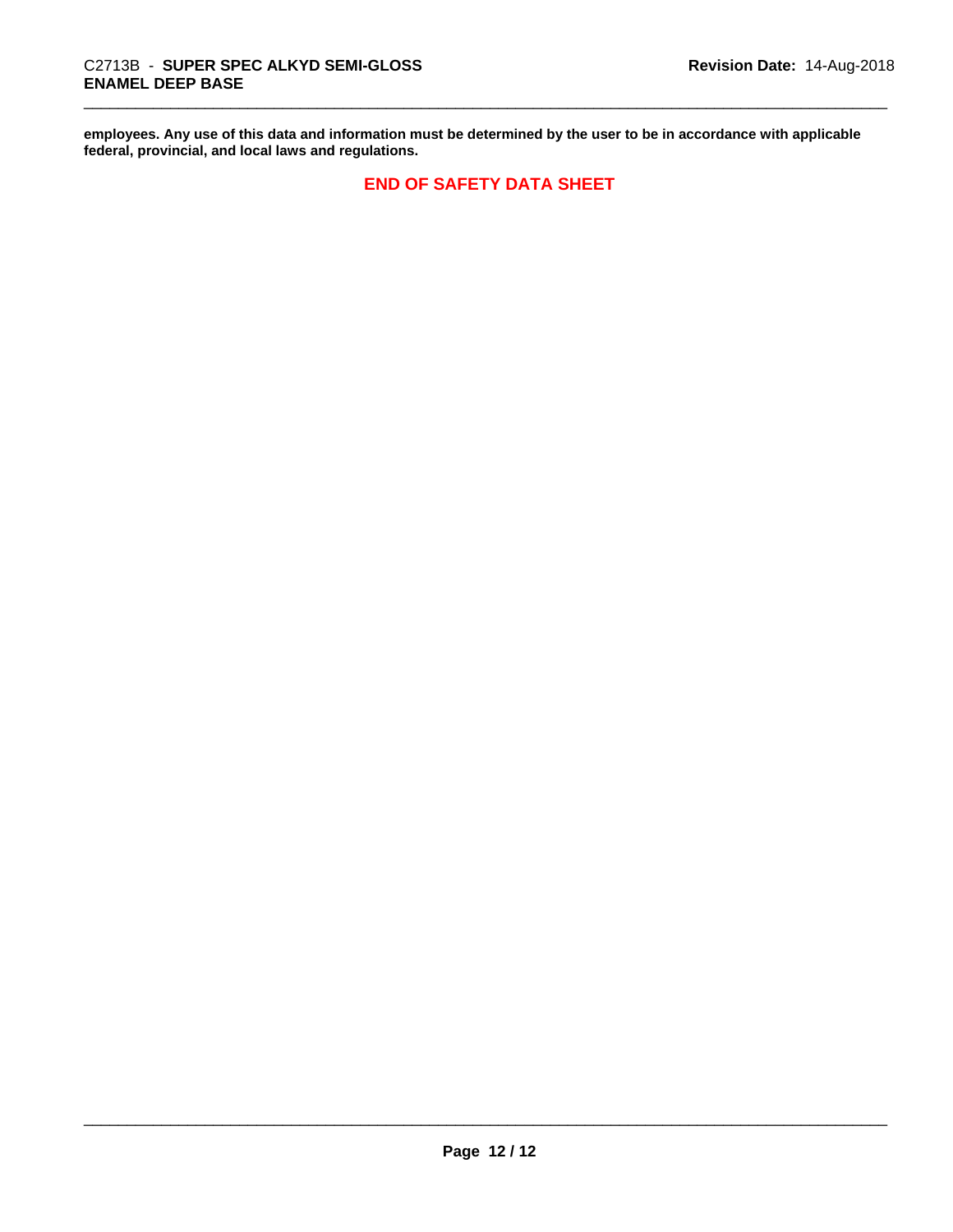**employees. Any use of this data and information must be determined by the user to be in accordance with applicable federal, provincial, and local laws and regulations.**

## END OF SAFETY DATA SHEET